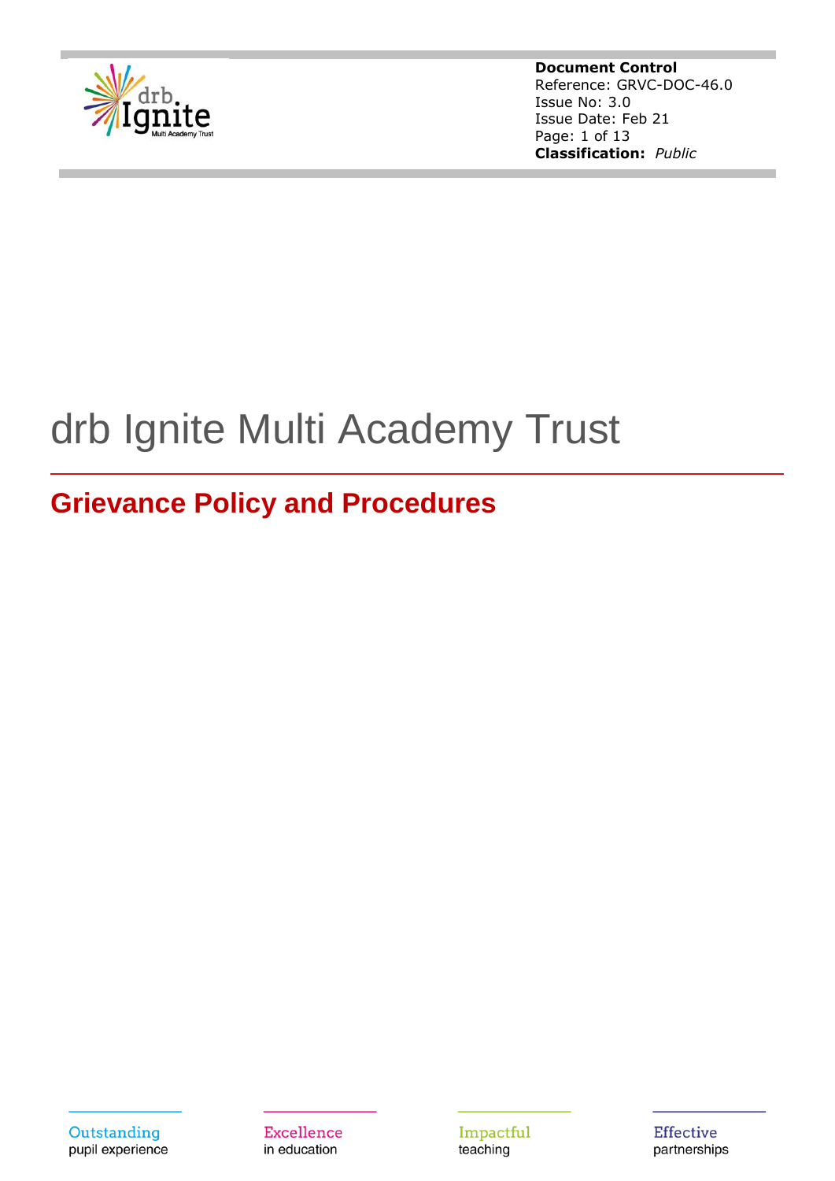**Document Control**
Reference: GRVC-DOC-46.0
Issue No: 3.0
Issue Date: Feb 21
**Classification:** *Public*

# drb Ignite Multi Academy Trust

## Grievance Policy and Procedures

Outstanding
pupil experience

Excellence
in education

Impactful
teaching

Effective
partnerships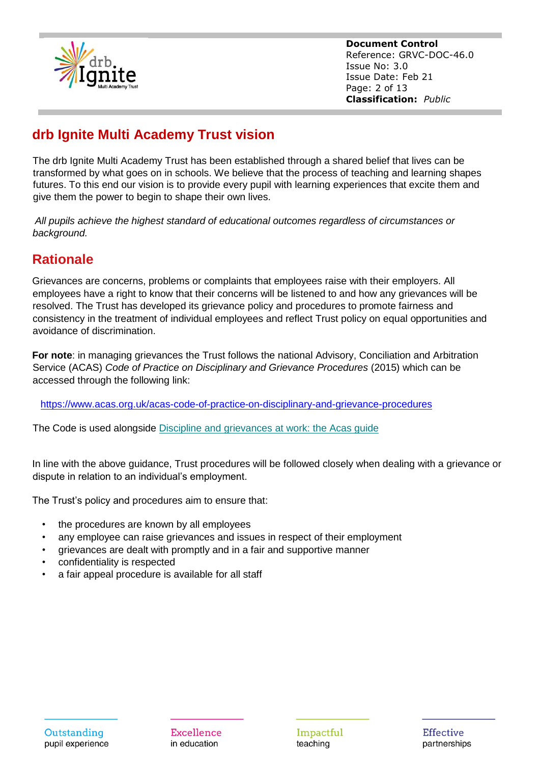## drb Ignite Multi Academy Trust vision

The drb Ignite Multi Academy Trust has been established through a shared belief that lives can be transformed by what goes on in schools. We believe that the process of teaching and learning shapes futures. To this end our vision is to provide every pupil with learning experiences that excite them and give them the power to begin to shape their own lives.

*All pupils achieve the highest standard of educational outcomes regardless of circumstances or background.*

## Rationale

Grievances are concerns, problems or complaints that employees raise with their employers. All employees have a right to know that their concerns will be listened to and how any grievances will be resolved. The Trust has developed its grievance policy and procedures to promote fairness and consistency in the treatment of individual employees and reflect Trust policy on equal opportunities and avoidance of discrimination.

**For note**: in managing grievances the Trust follows the national Advisory, Conciliation and Arbitration Service (ACAS) *Code of Practice on Disciplinary and Grievance Procedures* (2015) which can be accessed through the following link:

https://www.acas.org.uk/acas-code-of-practice-on-disciplinary-and-grievance-procedures

The Code is used alongside Discipline and grievances at work: the Acas guide

In line with the above guidance, Trust procedures will be followed closely when dealing with a grievance or dispute in relation to an individual's employment.

The Trust's policy and procedures aim to ensure that:

- the procedures are known by all employees
- any employee can raise grievances and issues in respect of their employment
- grievances are dealt with promptly and in a fair and supportive manner
- confidentiality is respected
- a fair appeal procedure is available for all staff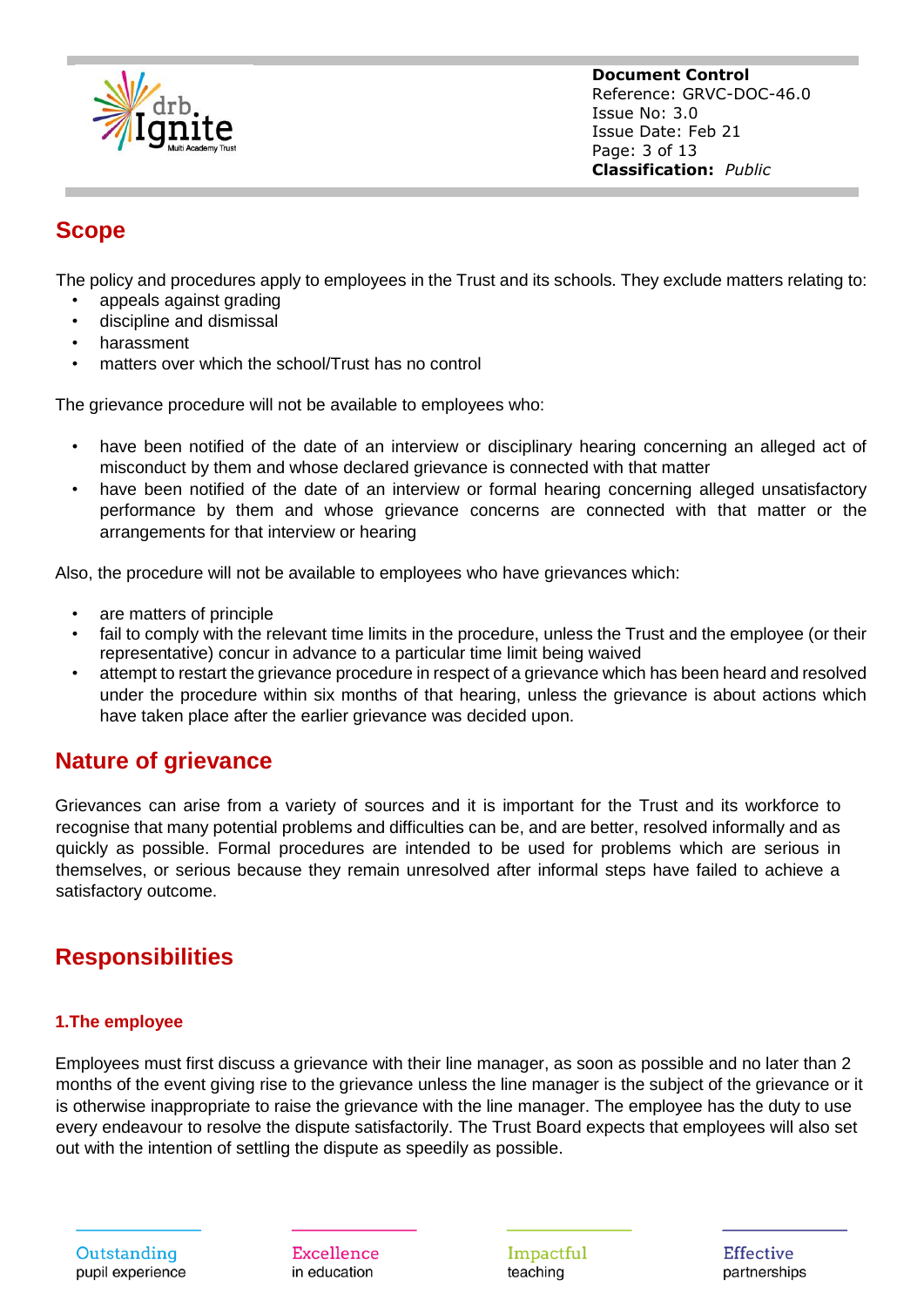## Scope

The policy and procedures apply to employees in the Trust and its schools. They exclude matters relating to:

- appeals against grading
- discipline and dismissal
- harassment
- matters over which the school/Trust has no control

The grievance procedure will not be available to employees who:

- have been notified of the date of an interview or disciplinary hearing concerning an alleged act of misconduct by them and whose declared grievance is connected with that matter
- have been notified of the date of an interview or formal hearing concerning alleged unsatisfactory performance by them and whose grievance concerns are connected with that matter or the arrangements for that interview or hearing

Also, the procedure will not be available to employees who have grievances which:

- are matters of principle
- fail to comply with the relevant time limits in the procedure, unless the Trust and the employee (or their representative) concur in advance to a particular time limit being waived
- attempt to restart the grievance procedure in respect of a grievance which has been heard and resolved under the procedure within six months of that hearing, unless the grievance is about actions which have taken place after the earlier grievance was decided upon.

## Nature of grievance

Grievances can arise from a variety of sources and it is important for the Trust and its workforce to recognise that many potential problems and difficulties can be, and are better, resolved informally and as quickly as possible. Formal procedures are intended to be used for problems which are serious in themselves, or serious because they remain unresolved after informal steps have failed to achieve a satisfactory outcome.

## Responsibilities

### 1.The employee

Employees must first discuss a grievance with their line manager, as soon as possible and no later than 2 months of the event giving rise to the grievance unless the line manager is the subject of the grievance or it is otherwise inappropriate to raise the grievance with the line manager. The employee has the duty to use every endeavour to resolve the dispute satisfactorily. The Trust Board expects that employees will also set out with the intention of settling the dispute as speedily as possible.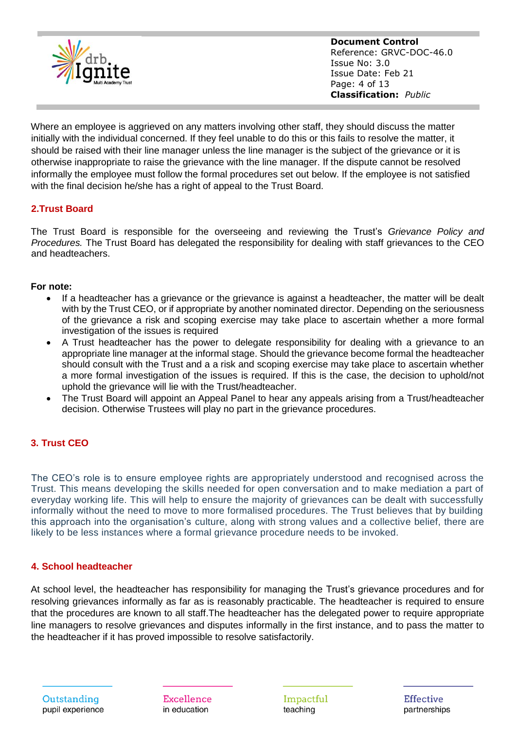Where an employee is aggrieved on any matters involving other staff, they should discuss the matter initially with the individual concerned. If they feel unable to do this or this fails to resolve the matter, it should be raised with their line manager unless the line manager is the subject of the grievance or it is otherwise inappropriate to raise the grievance with the line manager. If the dispute cannot be resolved informally the employee must follow the formal procedures set out below. If the employee is not satisfied with the final decision he/she has a right of appeal to the Trust Board.

## 2.Trust Board

The Trust Board is responsible for the overseeing and reviewing the Trust's *Grievance Policy and Procedures.* The Trust Board has delegated the responsibility for dealing with staff grievances to the CEO and headteachers.

**For note:**

- If a headteacher has a grievance or the grievance is against a headteacher, the matter will be dealt with by the Trust CEO, or if appropriate by another nominated director. Depending on the seriousness of the grievance a risk and scoping exercise may take place to ascertain whether a more formal investigation of the issues is required
- A Trust headteacher has the power to delegate responsibility for dealing with a grievance to an appropriate line manager at the informal stage. Should the grievance become formal the headteacher should consult with the Trust and a a risk and scoping exercise may take place to ascertain whether a more formal investigation of the issues is required. If this is the case, the decision to uphold/not uphold the grievance will lie with the Trust/headteacher.
- The Trust Board will appoint an Appeal Panel to hear any appeals arising from a Trust/headteacher decision. Otherwise Trustees will play no part in the grievance procedures.

## 3. Trust CEO

The CEO's role is to ensure employee rights are appropriately understood and recognised across the Trust. This means developing the skills needed for open conversation and to make mediation a part of everyday working life. This will help to ensure the majority of grievances can be dealt with successfully informally without the need to move to more formalised procedures. The Trust believes that by building this approach into the organisation's culture, along with strong values and a collective belief, there are likely to be less instances where a formal grievance procedure needs to be invoked.

## 4. School headteacher

At school level, the headteacher has responsibility for managing the Trust's grievance procedures and for resolving grievances informally as far as is reasonably practicable. The headteacher is required to ensure that the procedures are known to all staff.The headteacher has the delegated power to require appropriate line managers to resolve grievances and disputes informally in the first instance, and to pass the matter to the headteacher if it has proved impossible to resolve satisfactorily.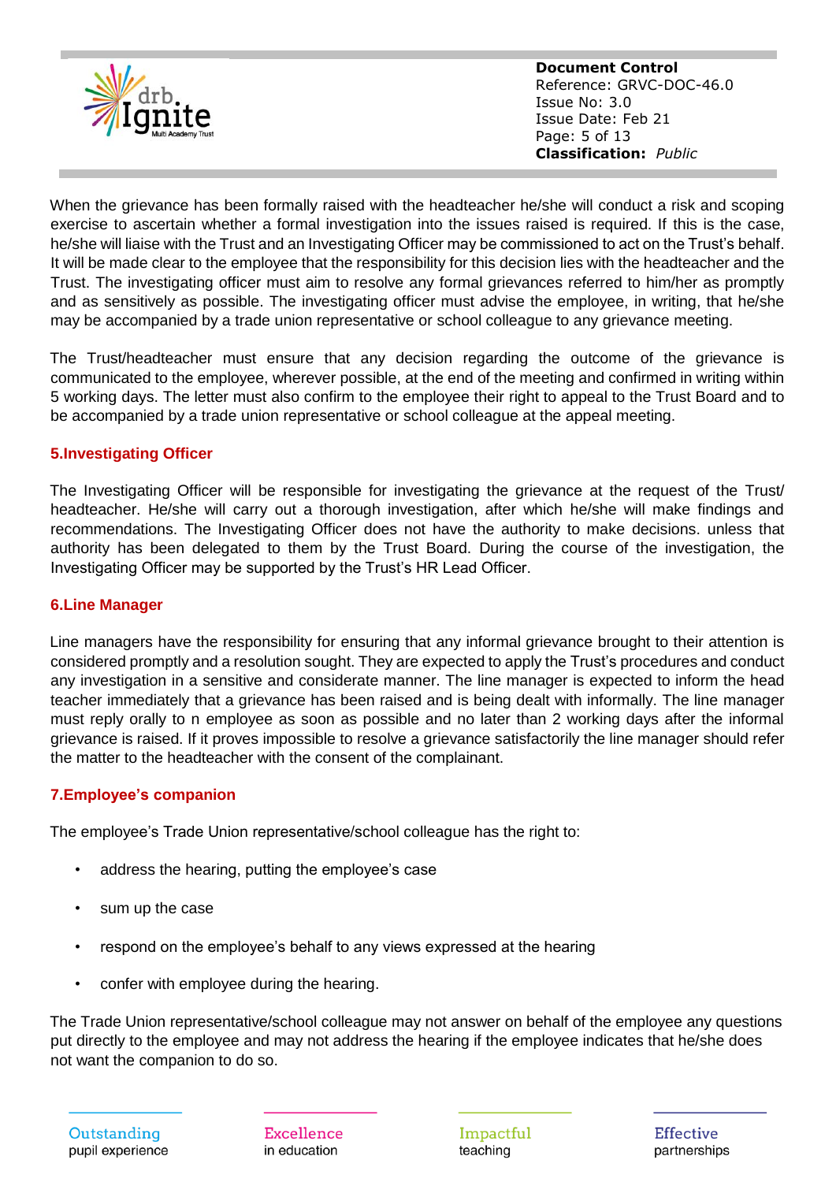When the grievance has been formally raised with the headteacher he/she will conduct a risk and scoping exercise to ascertain whether a formal investigation into the issues raised is required. If this is the case, he/she will liaise with the Trust and an Investigating Officer may be commissioned to act on the Trust's behalf. It will be made clear to the employee that the responsibility for this decision lies with the headteacher and the Trust. The investigating officer must aim to resolve any formal grievances referred to him/her as promptly and as sensitively as possible. The investigating officer must advise the employee, in writing, that he/she may be accompanied by a trade union representative or school colleague to any grievance meeting.

The Trust/headteacher must ensure that any decision regarding the outcome of the grievance is communicated to the employee, wherever possible, at the end of the meeting and confirmed in writing within 5 working days. The letter must also confirm to the employee their right to appeal to the Trust Board and to be accompanied by a trade union representative or school colleague at the appeal meeting.

## 5.Investigating Officer

The Investigating Officer will be responsible for investigating the grievance at the request of the Trust/ headteacher. He/she will carry out a thorough investigation, after which he/she will make findings and recommendations. The Investigating Officer does not have the authority to make decisions. unless that authority has been delegated to them by the Trust Board. During the course of the investigation, the Investigating Officer may be supported by the Trust's HR Lead Officer.

## 6.Line Manager

Line managers have the responsibility for ensuring that any informal grievance brought to their attention is considered promptly and a resolution sought. They are expected to apply the Trust's procedures and conduct any investigation in a sensitive and considerate manner. The line manager is expected to inform the head teacher immediately that a grievance has been raised and is being dealt with informally. The line manager must reply orally to n employee as soon as possible and no later than 2 working days after the informal grievance is raised. If it proves impossible to resolve a grievance satisfactorily the line manager should refer the matter to the headteacher with the consent of the complainant.

## 7.Employee's companion

The employee's Trade Union representative/school colleague has the right to:

- address the hearing, putting the employee's case
- sum up the case
- respond on the employee's behalf to any views expressed at the hearing
- confer with employee during the hearing.

The Trade Union representative/school colleague may not answer on behalf of the employee any questions put directly to the employee and may not address the hearing if the employee indicates that he/she does not want the companion to do so.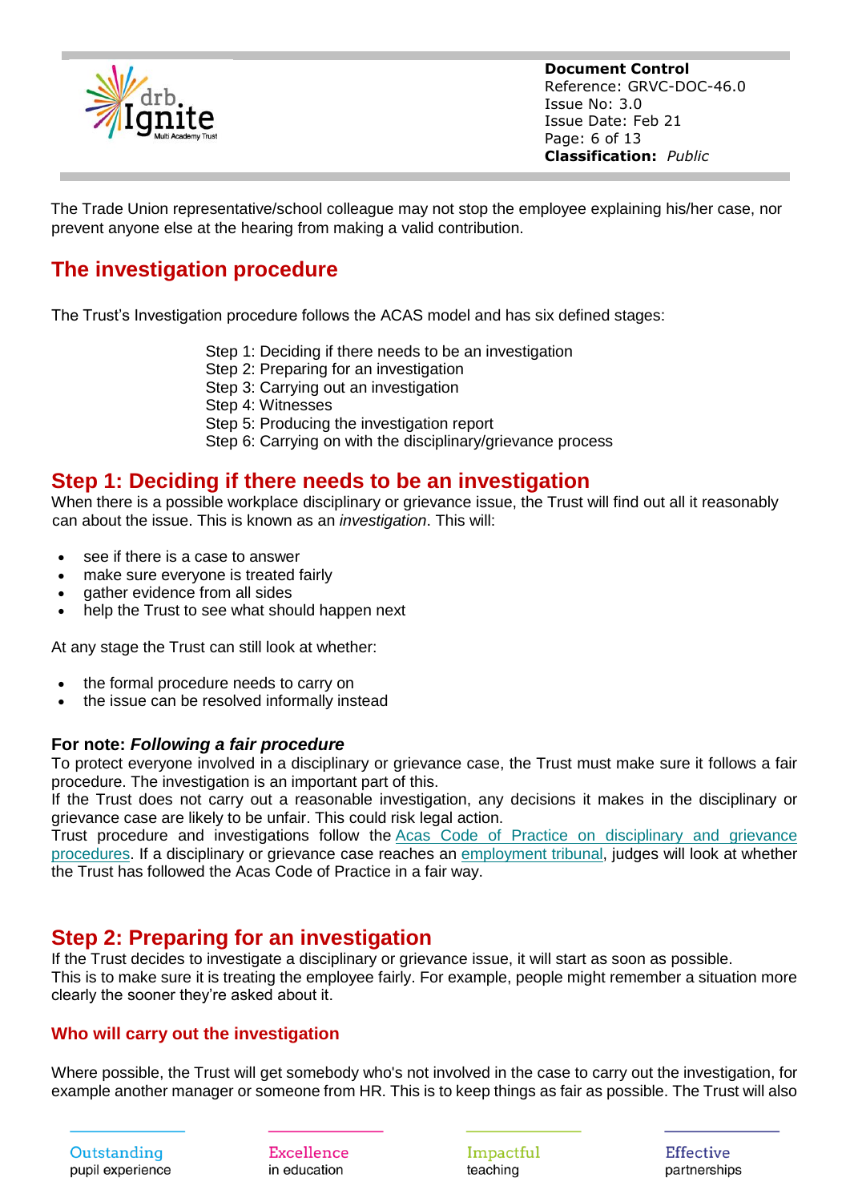The Trade Union representative/school colleague may not stop the employee explaining his/her case, nor prevent anyone else at the hearing from making a valid contribution.

## The investigation procedure

The Trust's Investigation procedure follows the ACAS model and has six defined stages:

Step 1: Deciding if there needs to be an investigation
Step 2: Preparing for an investigation
Step 3: Carrying out an investigation
Step 4: Witnesses
Step 5: Producing the investigation report
Step 6: Carrying on with the disciplinary/grievance process

## Step 1: Deciding if there needs to be an investigation

When there is a possible workplace disciplinary or grievance issue, the Trust will find out all it reasonably can about the issue. This is known as an *investigation*. This will:

- see if there is a case to answer
- make sure everyone is treated fairly
- gather evidence from all sides
- help the Trust to see what should happen next

At any stage the Trust can still look at whether:

- the formal procedure needs to carry on
- the issue can be resolved informally instead

**For note: *Following a fair procedure***

To protect everyone involved in a disciplinary or grievance case, the Trust must make sure it follows a fair procedure. The investigation is an important part of this.

If the Trust does not carry out a reasonable investigation, any decisions it makes in the disciplinary or grievance case are likely to be unfair. This could risk legal action.

Trust procedure and investigations follow the Acas Code of Practice on disciplinary and grievance procedures. If a disciplinary or grievance case reaches an employment tribunal, judges will look at whether the Trust has followed the Acas Code of Practice in a fair way.

## Step 2: Preparing for an investigation

If the Trust decides to investigate a disciplinary or grievance issue, it will start as soon as possible. This is to make sure it is treating the employee fairly. For example, people might remember a situation more clearly the sooner they're asked about it.

### Who will carry out the investigation

Where possible, the Trust will get somebody who's not involved in the case to carry out the investigation, for example another manager or someone from HR. This is to keep things as fair as possible. The Trust will also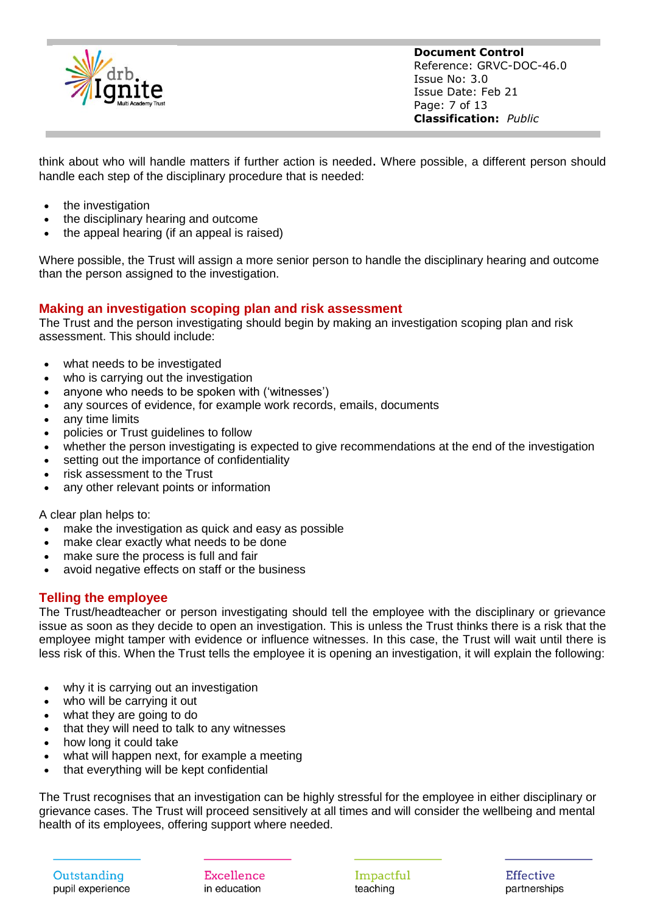think about who will handle matters if further action is needed. Where possible, a different person should handle each step of the disciplinary procedure that is needed:

- the investigation
- the disciplinary hearing and outcome
- the appeal hearing (if an appeal is raised)

Where possible, the Trust will assign a more senior person to handle the disciplinary hearing and outcome than the person assigned to the investigation.

## Making an investigation scoping plan and risk assessment

The Trust and the person investigating should begin by making an investigation scoping plan and risk assessment. This should include:

- what needs to be investigated
- who is carrying out the investigation
- anyone who needs to be spoken with ('witnesses')
- any sources of evidence, for example work records, emails, documents
- any time limits
- policies or Trust guidelines to follow
- whether the person investigating is expected to give recommendations at the end of the investigation
- setting out the importance of confidentiality
- risk assessment to the Trust
- any other relevant points or information

A clear plan helps to:

- make the investigation as quick and easy as possible
- make clear exactly what needs to be done
- make sure the process is full and fair
- avoid negative effects on staff or the business

## Telling the employee

The Trust/headteacher or person investigating should tell the employee with the disciplinary or grievance issue as soon as they decide to open an investigation. This is unless the Trust thinks there is a risk that the employee might tamper with evidence or influence witnesses. In this case, the Trust will wait until there is less risk of this. When the Trust tells the employee it is opening an investigation, it will explain the following:

- why it is carrying out an investigation
- who will be carrying it out
- what they are going to do
- that they will need to talk to any witnesses
- how long it could take
- what will happen next, for example a meeting
- that everything will be kept confidential

The Trust recognises that an investigation can be highly stressful for the employee in either disciplinary or grievance cases. The Trust will proceed sensitively at all times and will consider the wellbeing and mental health of its employees, offering support where needed.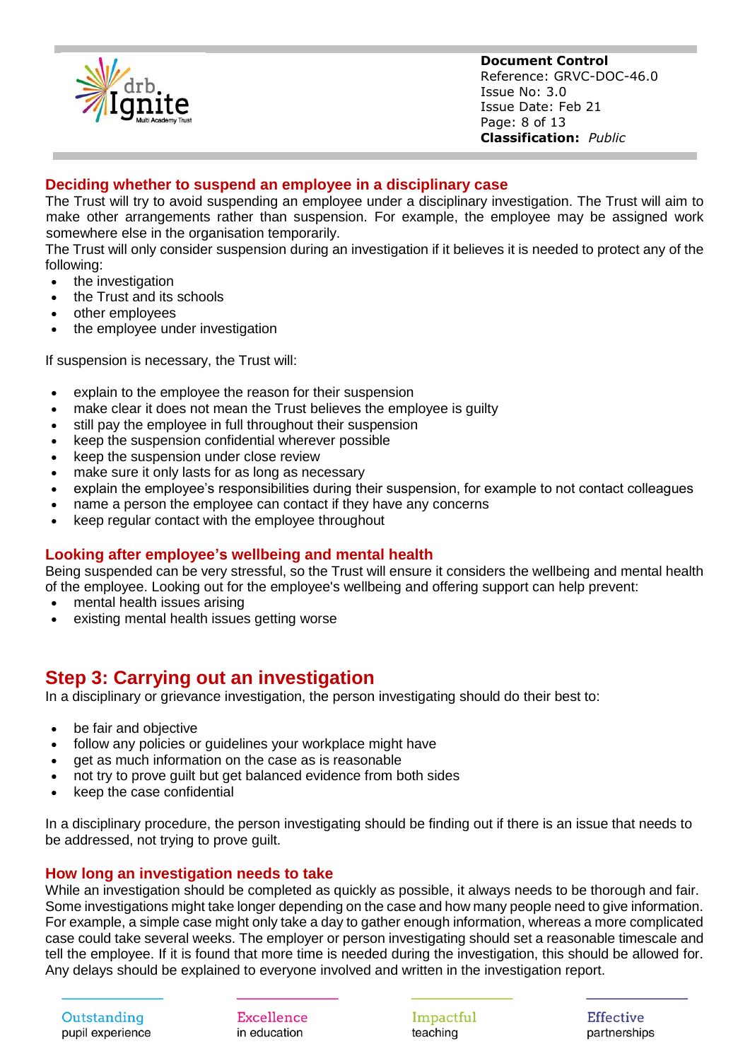## Deciding whether to suspend an employee in a disciplinary case

The Trust will try to avoid suspending an employee under a disciplinary investigation. The Trust will aim to make other arrangements rather than suspension. For example, the employee may be assigned work somewhere else in the organisation temporarily.

The Trust will only consider suspension during an investigation if it believes it is needed to protect any of the following:

- the investigation
- the Trust and its schools
- other employees
- the employee under investigation

If suspension is necessary, the Trust will:

- explain to the employee the reason for their suspension
- make clear it does not mean the Trust believes the employee is guilty
- still pay the employee in full throughout their suspension
- keep the suspension confidential wherever possible
- keep the suspension under close review
- make sure it only lasts for as long as necessary
- explain the employee's responsibilities during their suspension, for example to not contact colleagues
- name a person the employee can contact if they have any concerns
- keep regular contact with the employee throughout

## Looking after employee's wellbeing and mental health

Being suspended can be very stressful, so the Trust will ensure it considers the wellbeing and mental health of the employee. Looking out for the employee's wellbeing and offering support can help prevent:

- mental health issues arising
- existing mental health issues getting worse

# Step 3: Carrying out an investigation

In a disciplinary or grievance investigation, the person investigating should do their best to:

- be fair and objective
- follow any policies or guidelines your workplace might have
- get as much information on the case as is reasonable
- not try to prove guilt but get balanced evidence from both sides
- keep the case confidential

In a disciplinary procedure, the person investigating should be finding out if there is an issue that needs to be addressed, not trying to prove guilt.

## How long an investigation needs to take

While an investigation should be completed as quickly as possible, it always needs to be thorough and fair. Some investigations might take longer depending on the case and how many people need to give information. For example, a simple case might only take a day to gather enough information, whereas a more complicated case could take several weeks. The employer or person investigating should set a reasonable timescale and tell the employee. If it is found that more time is needed during the investigation, this should be allowed for. Any delays should be explained to everyone involved and written in the investigation report.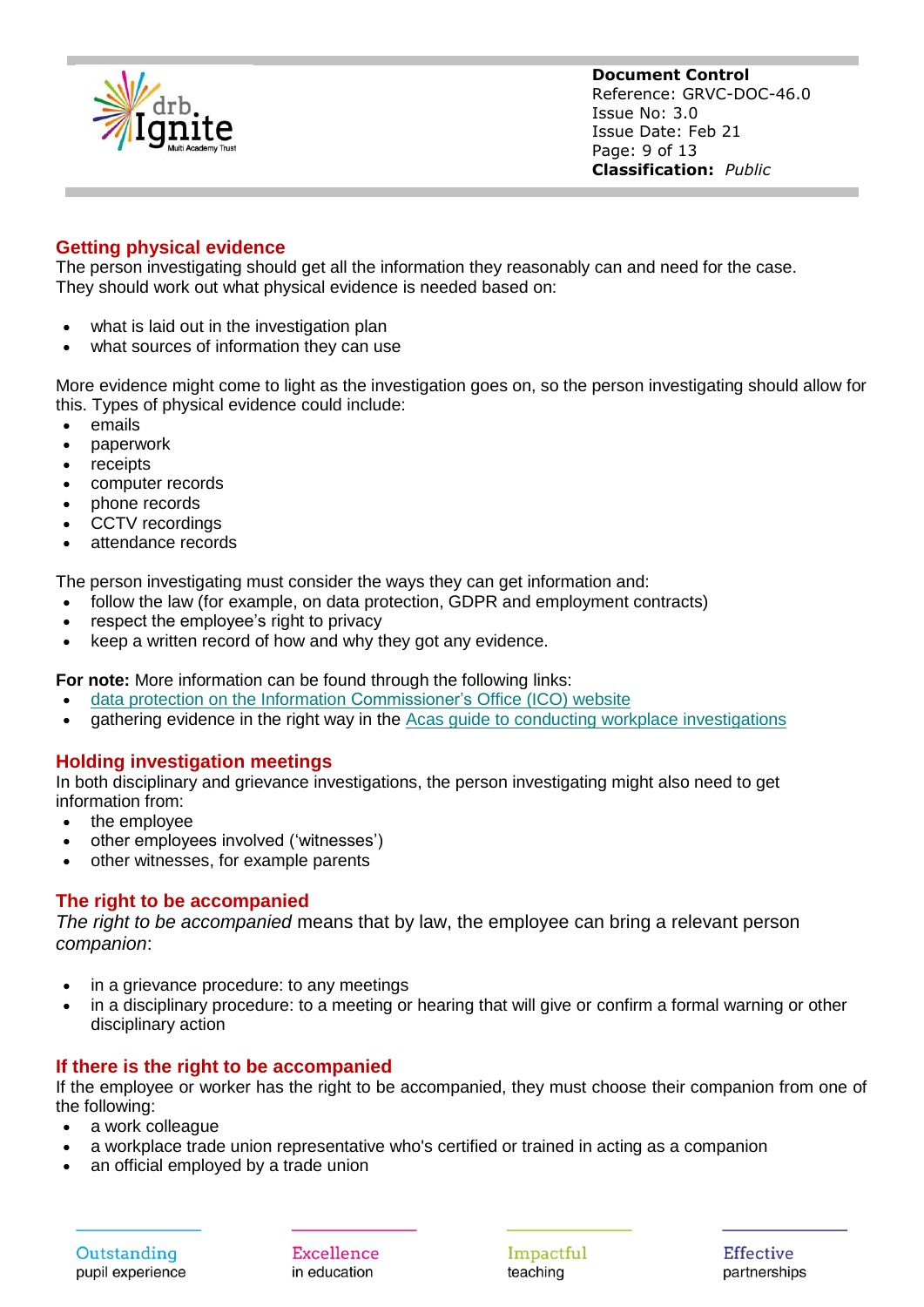## Getting physical evidence

The person investigating should get all the information they reasonably can and need for the case. They should work out what physical evidence is needed based on:

- what is laid out in the investigation plan
- what sources of information they can use

More evidence might come to light as the investigation goes on, so the person investigating should allow for this. Types of physical evidence could include:

- emails
- paperwork
- receipts
- computer records
- phone records
- CCTV recordings
- attendance records

The person investigating must consider the ways they can get information and:

- follow the law (for example, on data protection, GDPR and employment contracts)
- respect the employee's right to privacy
- keep a written record of how and why they got any evidence.

**For note:** More information can be found through the following links:

- data protection on the Information Commissioner's Office (ICO) website
- gathering evidence in the right way in the Acas guide to conducting workplace investigations

## Holding investigation meetings

In both disciplinary and grievance investigations, the person investigating might also need to get information from:

- the employee
- other employees involved ('witnesses')
- other witnesses, for example parents

## The right to be accompanied

*The right to be accompanied* means that by law, the employee can bring a relevant person *companion*:

- in a grievance procedure: to any meetings
- in a disciplinary procedure: to a meeting or hearing that will give or confirm a formal warning or other disciplinary action

## If there is the right to be accompanied

If the employee or worker has the right to be accompanied, they must choose their companion from one of the following:

- a work colleague
- a workplace trade union representative who's certified or trained in acting as a companion
- an official employed by a trade union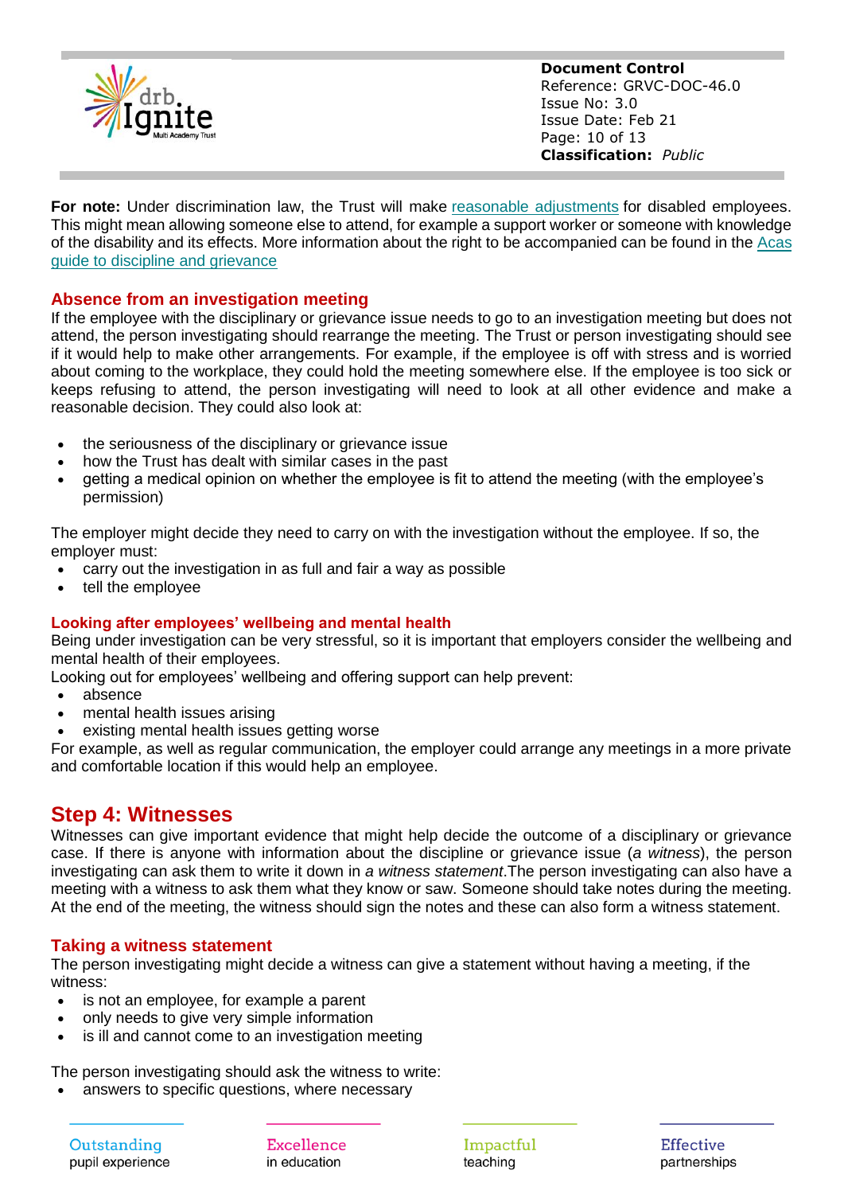**For note:** Under discrimination law, the Trust will make reasonable adjustments for disabled employees. This might mean allowing someone else to attend, for example a support worker or someone with knowledge of the disability and its effects. More information about the right to be accompanied can be found in the Acas guide to discipline and grievance

### Absence from an investigation meeting

If the employee with the disciplinary or grievance issue needs to go to an investigation meeting but does not attend, the person investigating should rearrange the meeting. The Trust or person investigating should see if it would help to make other arrangements. For example, if the employee is off with stress and is worried about coming to the workplace, they could hold the meeting somewhere else. If the employee is too sick or keeps refusing to attend, the person investigating will need to look at all other evidence and make a reasonable decision. They could also look at:

- the seriousness of the disciplinary or grievance issue
- how the Trust has dealt with similar cases in the past
- getting a medical opinion on whether the employee is fit to attend the meeting (with the employee's permission)

The employer might decide they need to carry on with the investigation without the employee. If so, the employer must:

- carry out the investigation in as full and fair a way as possible
- tell the employee

#### Looking after employees' wellbeing and mental health

Being under investigation can be very stressful, so it is important that employers consider the wellbeing and mental health of their employees.

Looking out for employees' wellbeing and offering support can help prevent:

- absence
- mental health issues arising
- existing mental health issues getting worse

For example, as well as regular communication, the employer could arrange any meetings in a more private and comfortable location if this would help an employee.

## Step 4: Witnesses

Witnesses can give important evidence that might help decide the outcome of a disciplinary or grievance case. If there is anyone with information about the discipline or grievance issue (*a witness*), the person investigating can ask them to write it down in *a witness statement*.The person investigating can also have a meeting with a witness to ask them what they know or saw. Someone should take notes during the meeting. At the end of the meeting, the witness should sign the notes and these can also form a witness statement.

### Taking a witness statement

The person investigating might decide a witness can give a statement without having a meeting, if the witness:

- is not an employee, for example a parent
- only needs to give very simple information
- is ill and cannot come to an investigation meeting

The person investigating should ask the witness to write:

- answers to specific questions, where necessary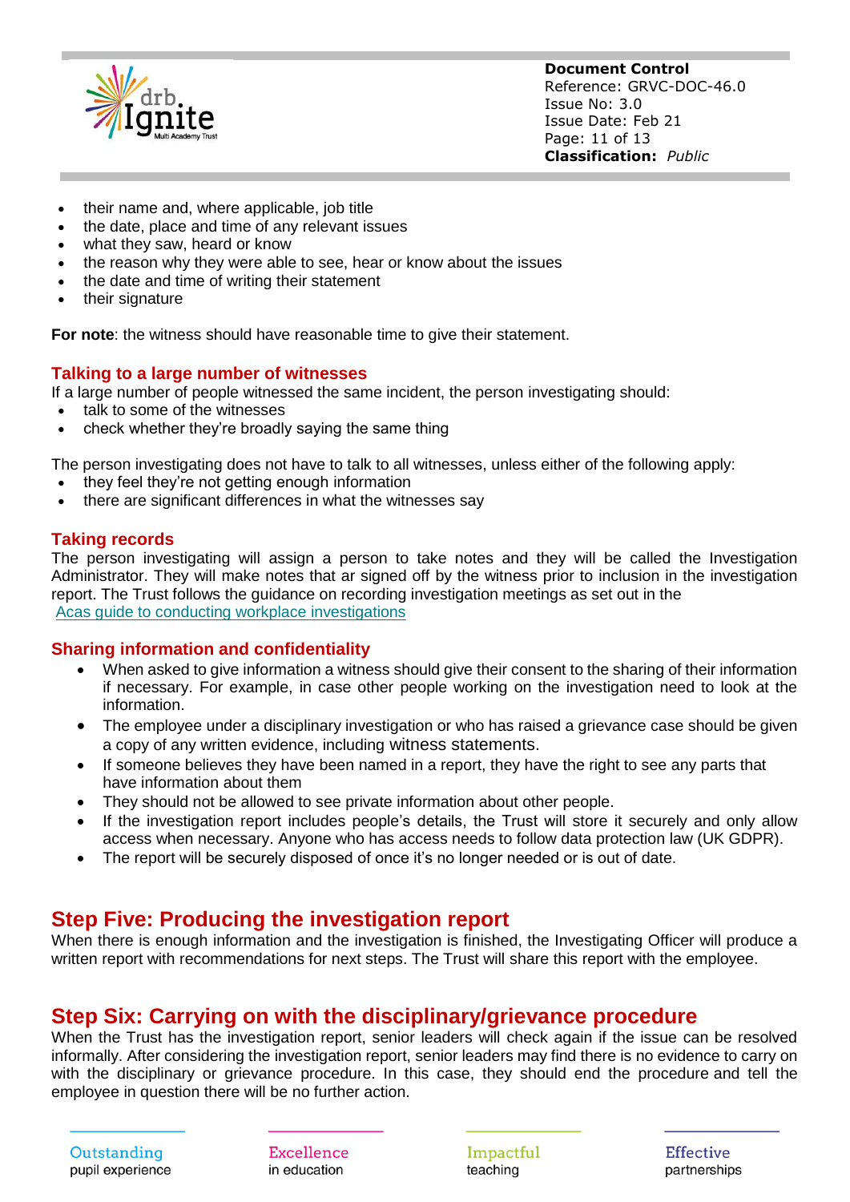- their name and, where applicable, job title
- the date, place and time of any relevant issues
- what they saw, heard or know
- the reason why they were able to see, hear or know about the issues
- the date and time of writing their statement
- their signature

**For note**: the witness should have reasonable time to give their statement.

### Talking to a large number of witnesses

If a large number of people witnessed the same incident, the person investigating should:

- talk to some of the witnesses
- check whether they're broadly saying the same thing

The person investigating does not have to talk to all witnesses, unless either of the following apply:

- they feel they're not getting enough information
- there are significant differences in what the witnesses say

### Taking records

The person investigating will assign a person to take notes and they will be called the Investigation Administrator. They will make notes that ar signed off by the witness prior to inclusion in the investigation report. The Trust follows the guidance on recording investigation meetings as set out in the [Acas guide to conducting workplace investigations](Acas guide to conducting workplace investigations)

### Sharing information and confidentiality

- When asked to give information a witness should give their consent to the sharing of their information if necessary. For example, in case other people working on the investigation need to look at the information.
- The employee under a disciplinary investigation or who has raised a grievance case should be given a copy of any written evidence, including witness statements.
- If someone believes they have been named in a report, they have the right to see any parts that have information about them
- They should not be allowed to see private information about other people.
- If the investigation report includes people's details, the Trust will store it securely and only allow access when necessary. Anyone who has access needs to follow data protection law (UK GDPR).
- The report will be securely disposed of once it's no longer needed or is out of date.

## Step Five: Producing the investigation report

When there is enough information and the investigation is finished, the Investigating Officer will produce a written report with recommendations for next steps. The Trust will share this report with the employee.

## Step Six: Carrying on with the disciplinary/grievance procedure

When the Trust has the investigation report, senior leaders will check again if the issue can be resolved informally. After considering the investigation report, senior leaders may find there is no evidence to carry on with the disciplinary or grievance procedure. In this case, they should end the procedure and tell the employee in question there will be no further action.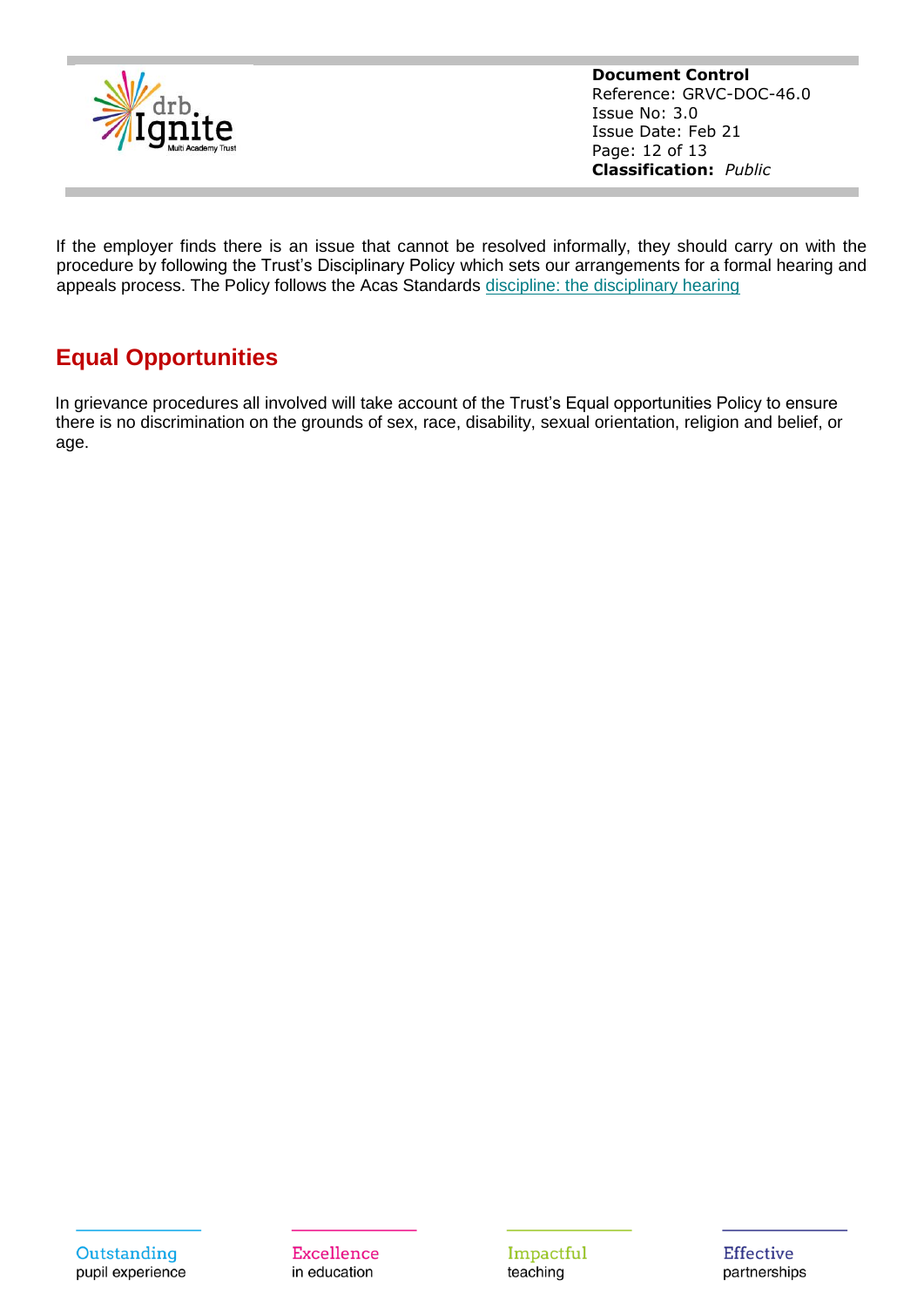If the employer finds there is an issue that cannot be resolved informally, they should carry on with the procedure by following the Trust's Disciplinary Policy which sets our arrangements for a formal hearing and appeals process. The Policy follows the Acas Standards discipline: the disciplinary hearing

## Equal Opportunities

In grievance procedures all involved will take account of the Trust's Equal opportunities Policy to ensure there is no discrimination on the grounds of sex, race, disability, sexual orientation, religion and belief, or age.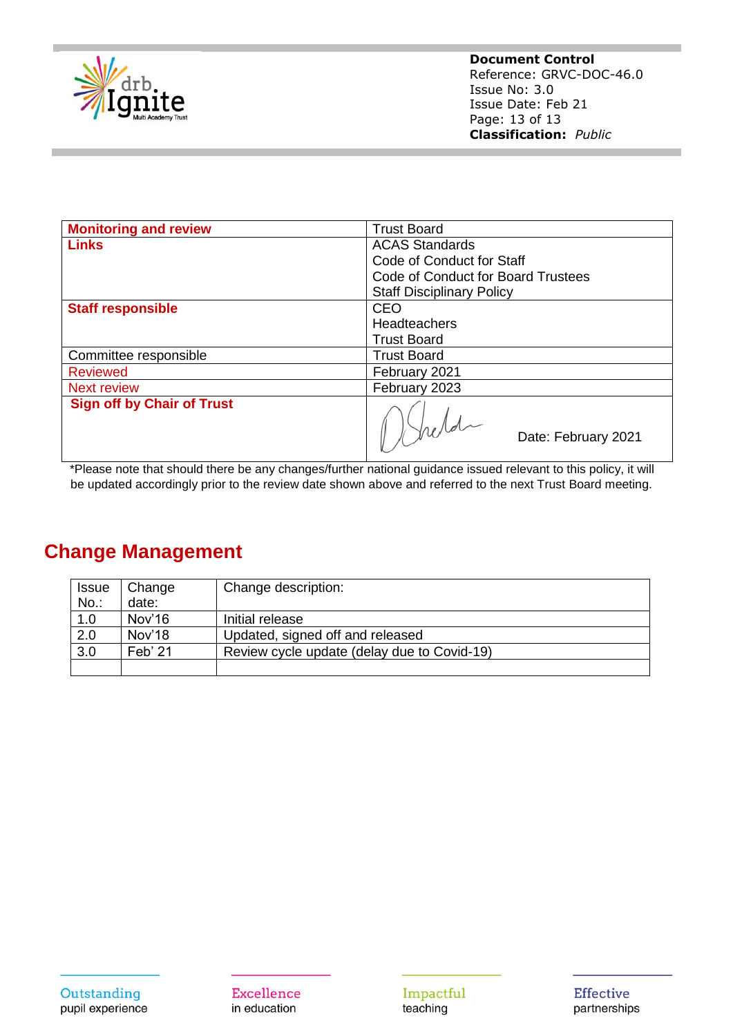| | |
|---|---|
| **Monitoring and review** | Trust Board |
| **Links** | ACAS Standards<br>Code of Conduct for Staff<br>Code of Conduct for Board Trustees<br>Staff Disciplinary Policy |
| **Staff responsible** | CEO<br>Headteachers<br>Trust Board |
| Committee responsible | Trust Board |
| Reviewed | February 2021 |
| Next review | February 2023 |
| **Sign off by Chair of Trust** | Date: February 2021 |

*Please note that should there be any changes/further national guidance issued relevant to this policy, it will be updated accordingly prior to the review date shown above and referred to the next Trust Board meeting.

## Change Management

| Issue No.: | Change date: | Change description: |
|---|---|---|
| 1.0 | Nov'16 | Initial release |
| 2.0 | Nov'18 | Updated, signed off and released |
| 3.0 | Feb' 21 | Review cycle update (delay due to Covid-19) |
| | | |